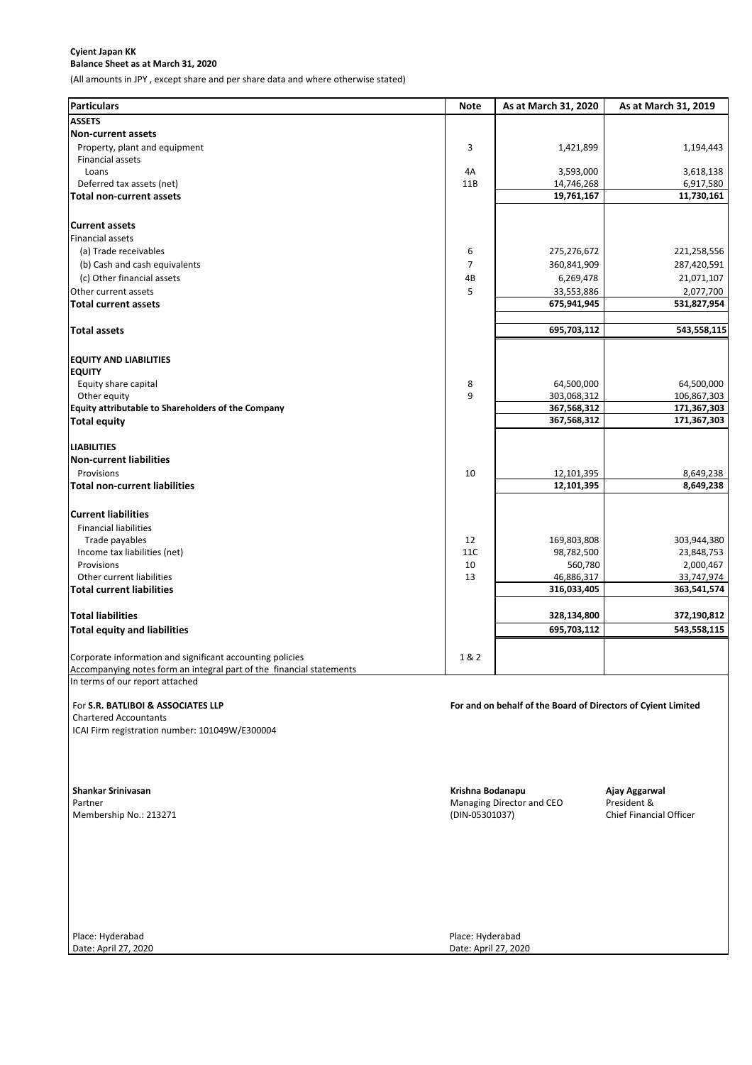**Cyient Japan KK**
**Balance Sheet as at March 31, 2020**

(All amounts in JPY , except share and per share data and where otherwise stated)

| Particulars | Note | As at March 31, 2020 | As at March 31, 2019 |
|---|---|---|---|
| **ASSETS** | | | |
| **Non-current assets** | | | |
| Property, plant and equipment | 3 | 1,421,899 | 1,194,443 |
| Financial assets | | | |
| Loans | 4A | 3,593,000 | 3,618,138 |
| Deferred tax assets (net) | 11B | 14,746,268 | 6,917,580 |
| **Total non-current assets** | | **19,761,167** | **11,730,161** |
| **Current assets** | | | |
| Financial assets | | | |
| (a) Trade receivables | 6 | 275,276,672 | 221,258,556 |
| (b) Cash and cash equivalents | 7 | 360,841,909 | 287,420,591 |
| (c) Other financial assets | 4B | 6,269,478 | 21,071,107 |
| Other current assets | 5 | 33,553,886 | 2,077,700 |
| **Total current assets** | | **675,941,945** | **531,827,954** |
| **Total assets** | | **695,703,112** | **543,558,115** |
| **EQUITY AND LIABILITIES** | | | |
| **EQUITY** | | | |
| Equity share capital | 8 | 64,500,000 | 64,500,000 |
| Other equity | 9 | 303,068,312 | 106,867,303 |
| **Equity attributable to Shareholders of the Company** | | **367,568,312** | **171,367,303** |
| **Total equity** | | **367,568,312** | **171,367,303** |
| **LIABILITIES** | | | |
| **Non-current liabilities** | | | |
| Provisions | 10 | 12,101,395 | 8,649,238 |
| **Total non-current liabilities** | | **12,101,395** | **8,649,238** |
| **Current liabilities** | | | |
| Financial liabilities | | | |
| Trade payables | 12 | 169,803,808 | 303,944,380 |
| Income tax liabilities (net) | 11C | 98,782,500 | 23,848,753 |
| Provisions | 10 | 560,780 | 2,000,467 |
| Other current liabilities | 13 | 46,886,317 | 33,747,974 |
| **Total current liabilities** | | **316,033,405** | **363,541,574** |
| **Total liabilities** | | **328,134,800** | **372,190,812** |
| **Total equity and liabilities** | | **695,703,112** | **543,558,115** |
| Corporate information and significant accounting policies | 1 & 2 | | |
| Accompanying notes form an integral part of the financial statements | | | |

In terms of our report attached

For **S.R. BATLIBOI & ASSOCIATES LLP**
Chartered Accountants
ICAI Firm registration number: 101049W/E300004

**For and on behalf of the Board of Directors of Cyient Limited**

**Shankar Srinivasan**
Partner
Membership No.: 213271

**Krishna Bodanapu**
Managing Director and CEO
(DIN-05301037)

**Ajay Aggarwal**
President &
Chief Financial Officer

Place: Hyderabad
Date: April 27, 2020

Place: Hyderabad
Date: April 27, 2020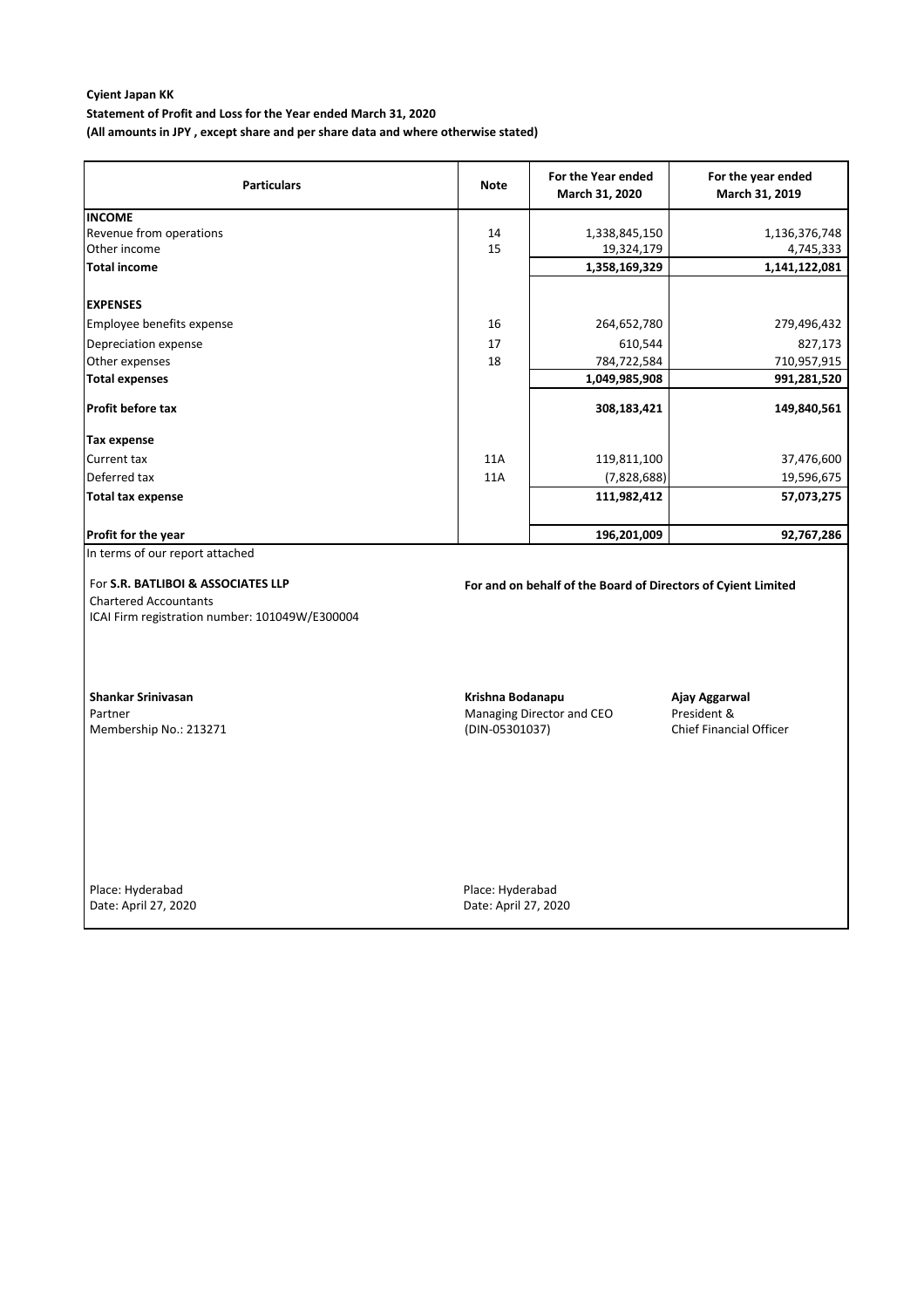**Cyient Japan KK**

**Statement of Profit and Loss for the Year ended March 31, 2020**

**(All amounts in JPY , except share and per share data and where otherwise stated)**

| Particulars | Note | For the Year ended March 31, 2020 | For the year ended March 31, 2019 |
|---|---|---|---|
| **INCOME** | | | |
| Revenue from operations | 14 | 1,338,845,150 | 1,136,376,748 |
| Other income | 15 | 19,324,179 | 4,745,333 |
| **Total income** | | **1,358,169,329** | **1,141,122,081** |
| **EXPENSES** | | | |
| Employee benefits expense | 16 | 264,652,780 | 279,496,432 |
| Depreciation expense | 17 | 610,544 | 827,173 |
| Other expenses | 18 | 784,722,584 | 710,957,915 |
| **Total expenses** | | **1,049,985,908** | **991,281,520** |
| **Profit before tax** | | **308,183,421** | **149,840,561** |
| **Tax expense** | | | |
| Current tax | 11A | 119,811,100 | 37,476,600 |
| Deferred tax | 11A | (7,828,688) | 19,596,675 |
| **Total tax expense** | | **111,982,412** | **57,073,275** |
| **Profit for the year** | | **196,201,009** | **92,767,286** |

In terms of our report attached

For **S.R. BATLIBOI & ASSOCIATES LLP**
Chartered Accountants
ICAI Firm registration number: 101049W/E300004

**For and on behalf of the Board of Directors of Cyient Limited**

**Shankar Srinivasan**
Partner
Membership No.: 213271

**Krishna Bodanapu**
Managing Director and CEO
(DIN-05301037)

**Ajay Aggarwal**
President &
Chief Financial Officer

Place: Hyderabad
Date: April 27, 2020

Place: Hyderabad
Date: April 27, 2020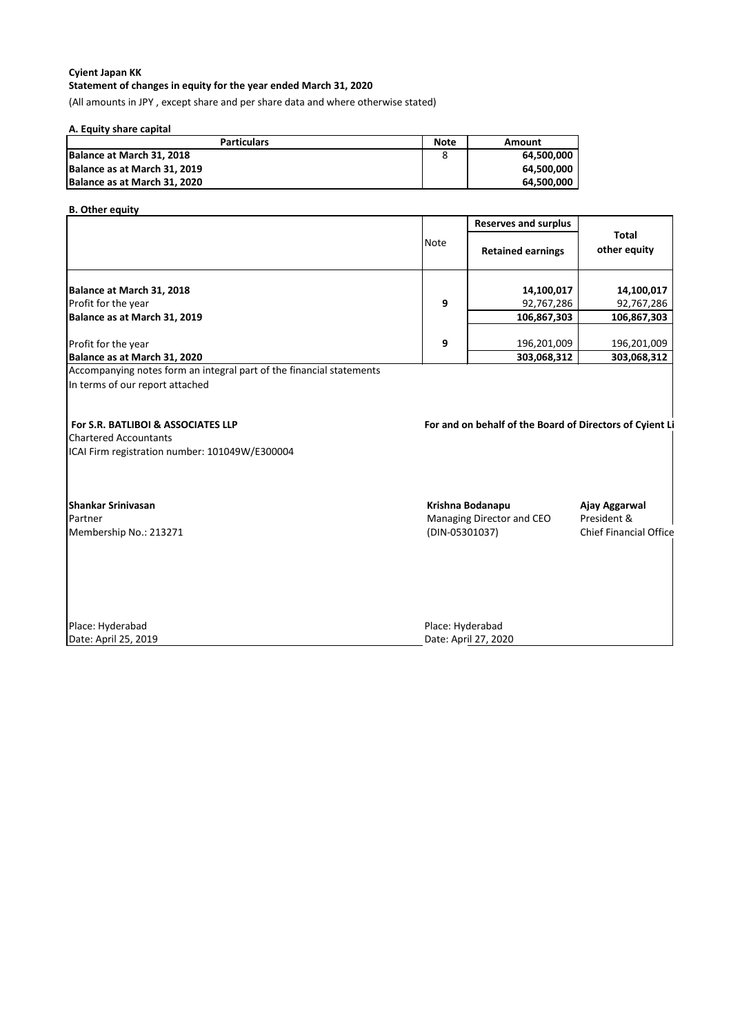**Cyient Japan KK**

**Statement of changes in equity for the year ended March 31, 2020**

(All amounts in JPY , except share and per share data and where otherwise stated)

**A. Equity share capital**

| Particulars | Note | Amount |
|---|---|---|
| **Balance at March 31, 2018** | 8 | **64,500,000** |
| **Balance as at March 31, 2019** | | **64,500,000** |
| **Balance as at March 31, 2020** | | **64,500,000** |

**B. Other equity**

| | Note | Reserves and surplus | Total other equity |
|---|---|---|---|
| | | Retained earnings | |
| **Balance at March 31, 2018** | | **14,100,017** | **14,100,017** |
| Profit for the year | **9** | 92,767,286 | 92,767,286 |
| **Balance as at March 31, 2019** | | **106,867,303** | **106,867,303** |
| Profit for the year | **9** | 196,201,009 | 196,201,009 |
| **Balance as at March 31, 2020** | | **303,068,312** | **303,068,312** |

Accompanying notes form an integral part of the financial statements

In terms of our report attached

**For S.R. BATLIBOI & ASSOCIATES LLP**
Chartered Accountants
ICAI Firm registration number: 101049W/E300004

**Shankar Srinivasan**
Partner
Membership No.: 213271

Place: Hyderabad
Date: April 25, 2019

**For and on behalf of the Board of Directors of Cyient Li**

**Krishna Bodanapu**
Managing Director and CEO
(DIN-05301037)

**Ajay Aggarwal**
President &
Chief Financial Office

Place: Hyderabad
Date: April 27, 2020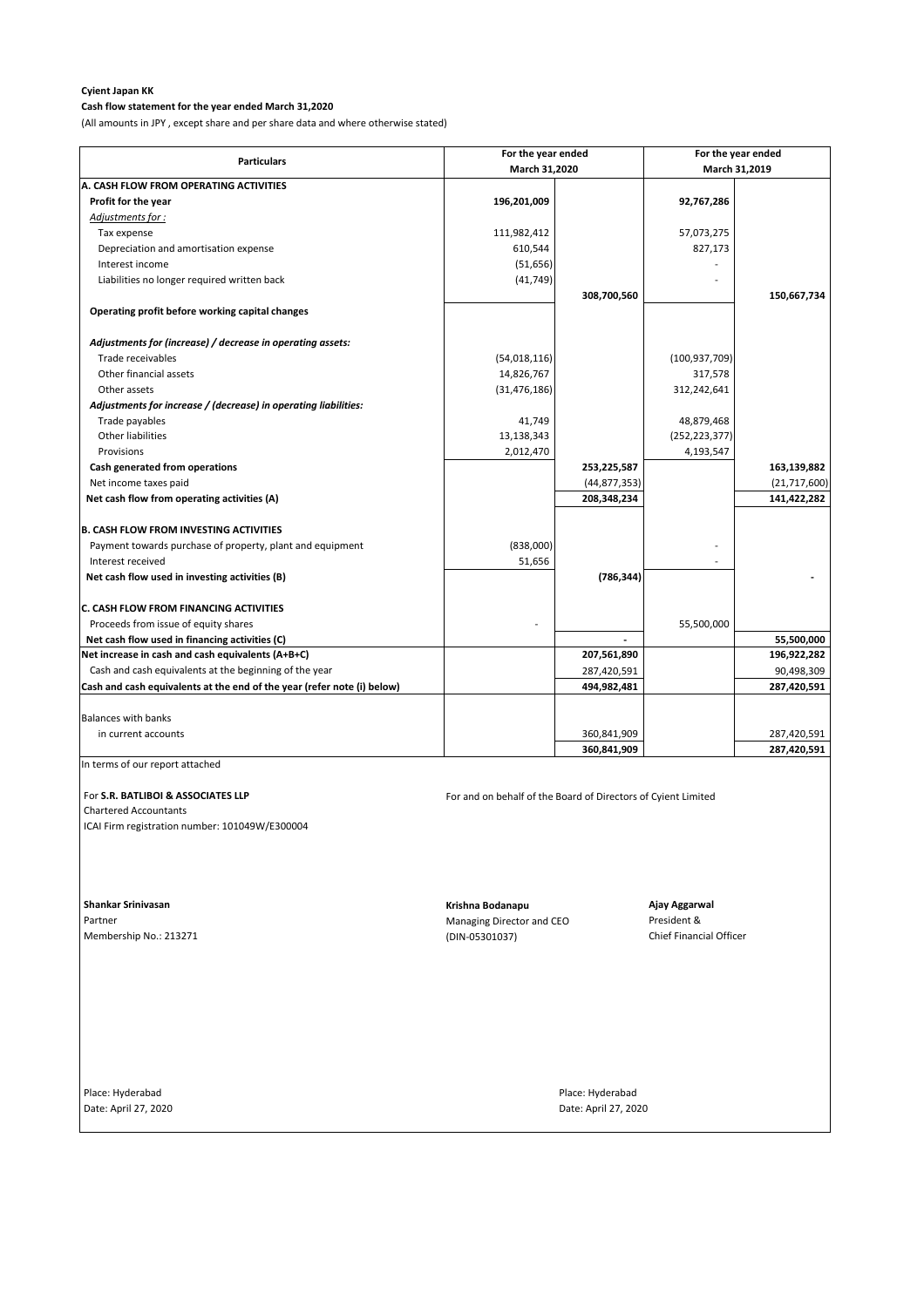**Cyient Japan KK**

**Cash flow statement for the year ended March 31,2020**

(All amounts in JPY , except share and per share data and where otherwise stated)

| Particulars | For the year ended March 31,2020 | | For the year ended March 31,2019 | |
|---|---|---|---|---|
| **A. CASH FLOW FROM OPERATING ACTIVITIES** | | | | |
| **Profit for the year** | **196,201,009** | | **92,767,286** | |
| *Adjustments for :* | | | | |
| Tax expense | 111,982,412 | | 57,073,275 | |
| Depreciation and amortisation expense | 610,544 | | 827,173 | |
| Interest income | (51,656) | | - | |
| Liabilities no longer required written back | (41,749) | | - | |
| | | **308,700,560** | | **150,667,734** |
| **Operating profit before working capital changes** | | | | |
| ***Adjustments for (increase) / decrease in operating assets:*** | | | | |
| Trade receivables | (54,018,116) | | (100,937,709) | |
| Other financial assets | 14,826,767 | | 317,578 | |
| Other assets | (31,476,186) | | 312,242,641 | |
| ***Adjustments for increase / (decrease) in operating liabilities:*** | | | | |
| Trade payables | 41,749 | | 48,879,468 | |
| Other liabilities | 13,138,343 | | (252,223,377) | |
| Provisions | 2,012,470 | | 4,193,547 | |
| **Cash generated from operations** | | **253,225,587** | | **163,139,882** |
| Net income taxes paid | | (44,877,353) | | (21,717,600) |
| **Net cash flow from operating activities (A)** | | **208,348,234** | | **141,422,282** |
| **B. CASH FLOW FROM INVESTING ACTIVITIES** | | | | |
| Payment towards purchase of property, plant and equipment | (838,000) | | - | |
| Interest received | 51,656 | | - | |
| **Net cash flow used in investing activities (B)** | | **(786,344)** | | **-** |
| **C. CASH FLOW FROM FINANCING ACTIVITIES** | | | | |
| Proceeds from issue of equity shares | - | | 55,500,000 | |
| **Net cash flow used in financing activities (C)** | | **-** | | **55,500,000** |
| **Net increase in cash and cash equivalents (A+B+C)** | | **207,561,890** | | **196,922,282** |
| Cash and cash equivalents at the beginning of the year | | 287,420,591 | | 90,498,309 |
| **Cash and cash equivalents at the end of the year (refer note (i) below)** | | **494,982,481** | | **287,420,591** |
| Balances with banks | | | | |
| in current accounts | | 360,841,909 | | 287,420,591 |
| | | **360,841,909** | | **287,420,591** |

In terms of our report attached

For **S.R. BATLIBOI & ASSOCIATES LLP**
Chartered Accountants
ICAI Firm registration number: 101049W/E300004

For and on behalf of the Board of Directors of Cyient Limited

**Shankar Srinivasan**
Partner
Membership No.: 213271

**Krishna Bodanapu**
Managing Director and CEO
(DIN-05301037)

**Ajay Aggarwal**
President &
Chief Financial Officer

Place: Hyderabad
Date: April 27, 2020

Place: Hyderabad
Date: April 27, 2020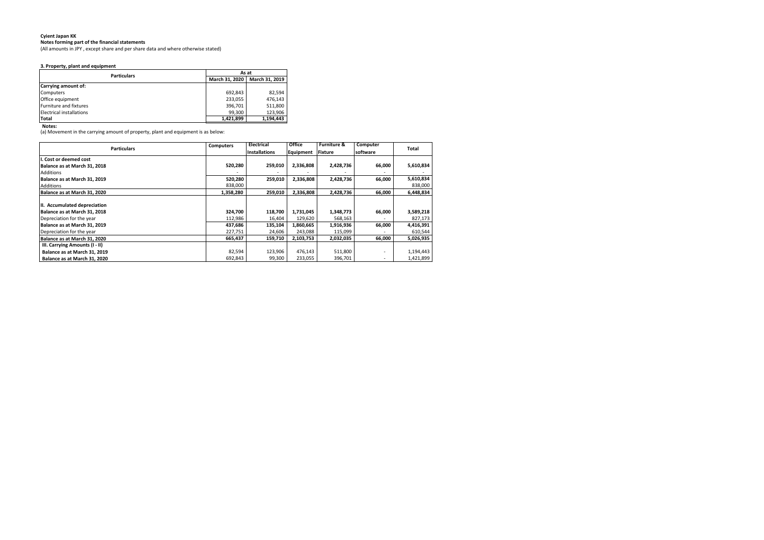**Cyient Japan KK**

**Notes forming part of the financial statements**

(All amounts in JPY , except share and per share data and where otherwise stated)

**3. Property, plant and equipment**

| Particulars | As at | |
|---|---|---|
| | March 31, 2020 | March 31, 2019 |
| **Carrying amount of:** | | |
| Computers | 692,843 | 82,594 |
| Office equipment | 233,055 | 476,143 |
| Furniture and fixtures | 396,701 | 511,800 |
| Electrical installations | 99,300 | 123,906 |
| **Total** | **1,421,899** | **1,194,443** |

**Notes:**

(a) Movement in the carrying amount of property, plant and equipment is as below:

| Particulars | Computers | Electrical Installations | Office Equipment | Furniture & Fixture | Computer software | Total |
|---|---|---|---|---|---|---|
| **I. Cost or deemed cost** | | | | | | |
| **Balance as at March 31, 2018** | **520,280** | **259,010** | **2,336,808** | **2,428,736** | **66,000** | **5,610,834** |
| Additions | - | - | - | - | - | - |
| **Balance as at March 31, 2019** | **520,280** | **259,010** | **2,336,808** | **2,428,736** | **66,000** | **5,610,834** |
| Additions | 838,000 | | | | | 838,000 |
| **Balance as at March 31, 2020** | **1,358,280** | **259,010** | **2,336,808** | **2,428,736** | **66,000** | **6,448,834** |
| **II. Accumulated depreciation** | | | | | | |
| **Balance as at March 31, 2018** | **324,700** | **118,700** | **1,731,045** | **1,348,773** | **66,000** | **3,589,218** |
| Depreciation for the year | 112,986 | 16,404 | 129,620 | 568,163 | - | 827,173 |
| **Balance as at March 31, 2019** | **437,686** | **135,104** | **1,860,665** | **1,916,936** | **66,000** | **4,416,391** |
| Depreciation for the year | 227,751 | 24,606 | 243,088 | 115,099 | - | 610,544 |
| **Balance as at March 31, 2020** | **665,437** | **159,710** | **2,103,753** | **2,032,035** | **66,000** | **5,026,935** |
| **III. Carrying Amounts (I - II)** | | | | | | |
| **Balance as at March 31, 2019** | 82,594 | 123,906 | 476,143 | 511,800 | - | 1,194,443 |
| **Balance as at March 31, 2020** | 692,843 | 99,300 | 233,055 | 396,701 | - | 1,421,899 |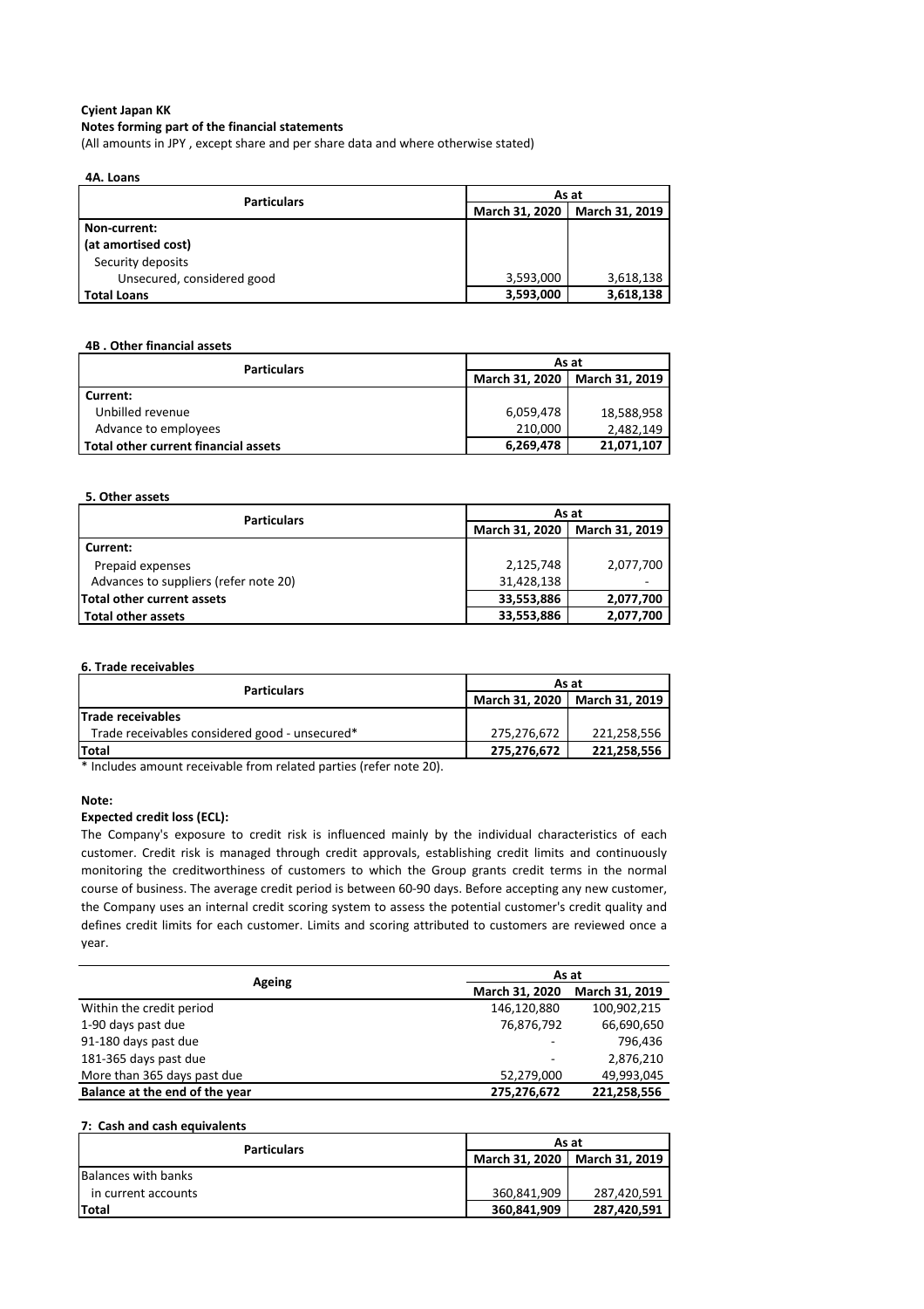**Cyient Japan KK**

**Notes forming part of the financial statements**

(All amounts in JPY , except share and per share data and where otherwise stated)

**4A. Loans**

| Particulars | As at | |
|---|---|---|
| | March 31, 2020 | March 31, 2019 |
| **Non-current:** | | |
| **(at amortised cost)** | | |
| Security deposits | | |
| Unsecured, considered good | 3,593,000 | 3,618,138 |
| **Total Loans** | **3,593,000** | **3,618,138** |

**4B . Other financial assets**

| Particulars | As at | |
|---|---|---|
| | March 31, 2020 | March 31, 2019 |
| **Current:** | | |
| Unbilled revenue | 6,059,478 | 18,588,958 |
| Advance to employees | 210,000 | 2,482,149 |
| **Total other current financial assets** | **6,269,478** | **21,071,107** |

**5. Other assets**

| Particulars | As at | |
|---|---|---|
| | March 31, 2020 | March 31, 2019 |
| **Current:** | | |
| Prepaid expenses | 2,125,748 | 2,077,700 |
| Advances to suppliers (refer note 20) | 31,428,138 | - |
| **Total other current assets** | **33,553,886** | **2,077,700** |
| **Total other assets** | **33,553,886** | **2,077,700** |

**6. Trade receivables**

| Particulars | As at | |
|---|---|---|
| | March 31, 2020 | March 31, 2019 |
| **Trade receivables** | | |
| Trade receivables considered good - unsecured* | 275,276,672 | 221,258,556 |
| **Total** | **275,276,672** | **221,258,556** |

* Includes amount receivable from related parties (refer note 20).

**Note:**

**Expected credit loss (ECL):**

The Company's exposure to credit risk is influenced mainly by the individual characteristics of each customer. Credit risk is managed through credit approvals, establishing credit limits and continuously monitoring the creditworthiness of customers to which the Group grants credit terms in the normal course of business. The average credit period is between 60-90 days. Before accepting any new customer, the Company uses an internal credit scoring system to assess the potential customer's credit quality and defines credit limits for each customer. Limits and scoring attributed to customers are reviewed once a year.

| Ageing | As at | |
|---|---|---|
| | March 31, 2020 | March 31, 2019 |
| Within the credit period | 146,120,880 | 100,902,215 |
| 1-90 days past due | 76,876,792 | 66,690,650 |
| 91-180 days past due | - | 796,436 |
| 181-365 days past due | - | 2,876,210 |
| More than 365 days past due | 52,279,000 | 49,993,045 |
| **Balance at the end of the year** | **275,276,672** | **221,258,556** |

**7: Cash and cash equivalents**

| Particulars | As at | |
|---|---|---|
| | March 31, 2020 | March 31, 2019 |
| Balances with banks | | |
| in current accounts | 360,841,909 | 287,420,591 |
| **Total** | **360,841,909** | **287,420,591** |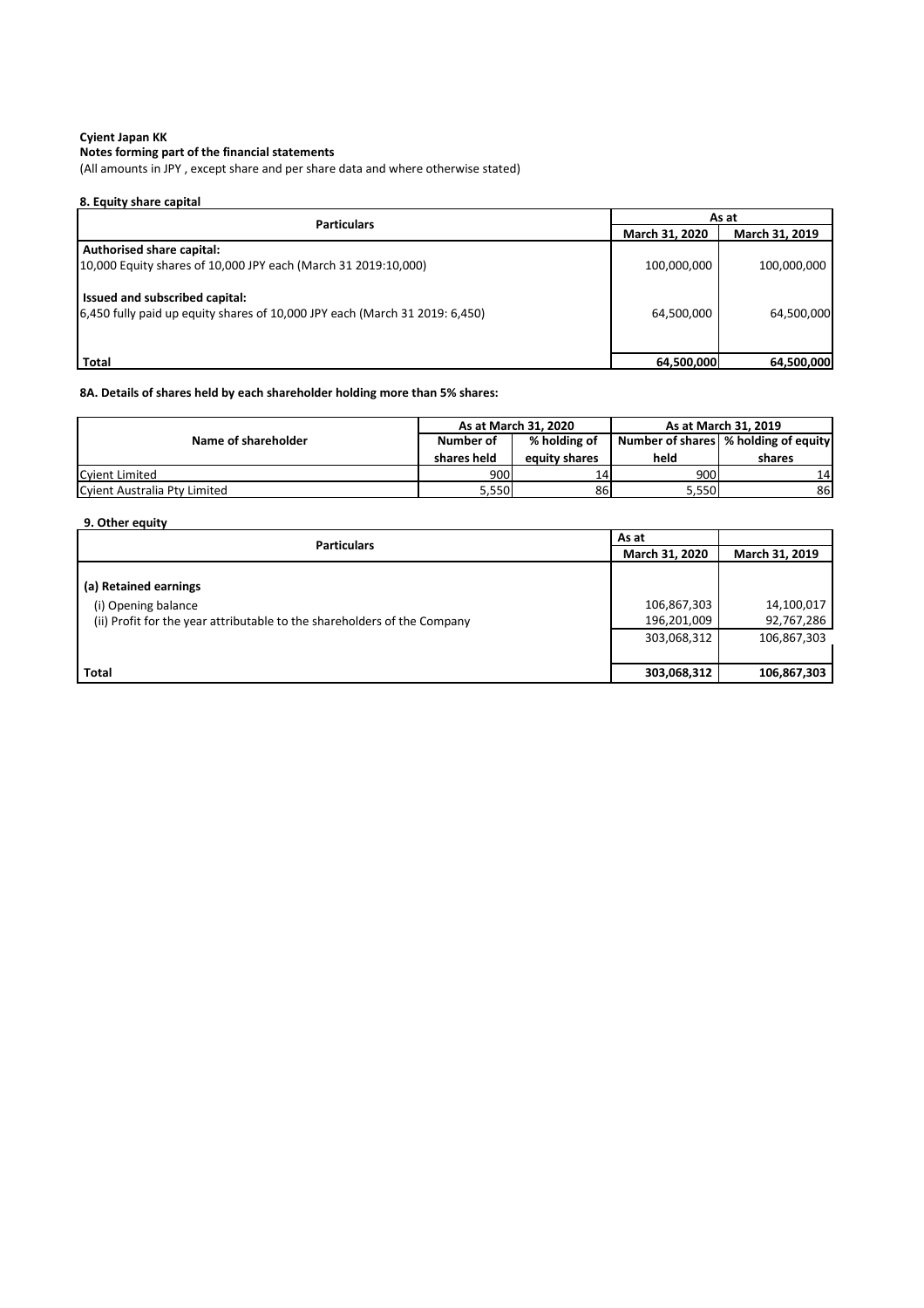**Cyient Japan KK**
**Notes forming part of the financial statements**
(All amounts in JPY , except share and per share data and where otherwise stated)

**8. Equity share capital**

| Particulars | As at | |
|---|---|---|
| | March 31, 2020 | March 31, 2019 |
| **Authorised share capital:** | | |
| 10,000 Equity shares of 10,000 JPY each (March 31 2019:10,000) | 100,000,000 | 100,000,000 |
| **Issued and subscribed capital:** | | |
| 6,450 fully paid up equity shares of 10,000 JPY each (March 31 2019: 6,450) | 64,500,000 | 64,500,000 |
| **Total** | **64,500,000** | **64,500,000** |

**8A. Details of shares held by each shareholder holding more than 5% shares:**

| Name of shareholder | As at March 31, 2020 | | As at March 31, 2019 | |
|---|---|---|---|---|
| | Number of shares held | % holding of equity shares | Number of shares held | % holding of equity shares |
| Cyient Limited | 900 | 14 | 900 | 14 |
| Cyient Australia Pty Limited | 5,550 | 86 | 5,550 | 86 |

**9. Other equity**

| Particulars | As at March 31, 2020 | March 31, 2019 |
|---|---|---|
| **(a) Retained earnings** | | |
| (i) Opening balance | 106,867,303 | 14,100,017 |
| (ii) Profit for the year attributable to the shareholders of the Company | 196,201,009 | 92,767,286 |
| | 303,068,312 | 106,867,303 |
| **Total** | **303,068,312** | **106,867,303** |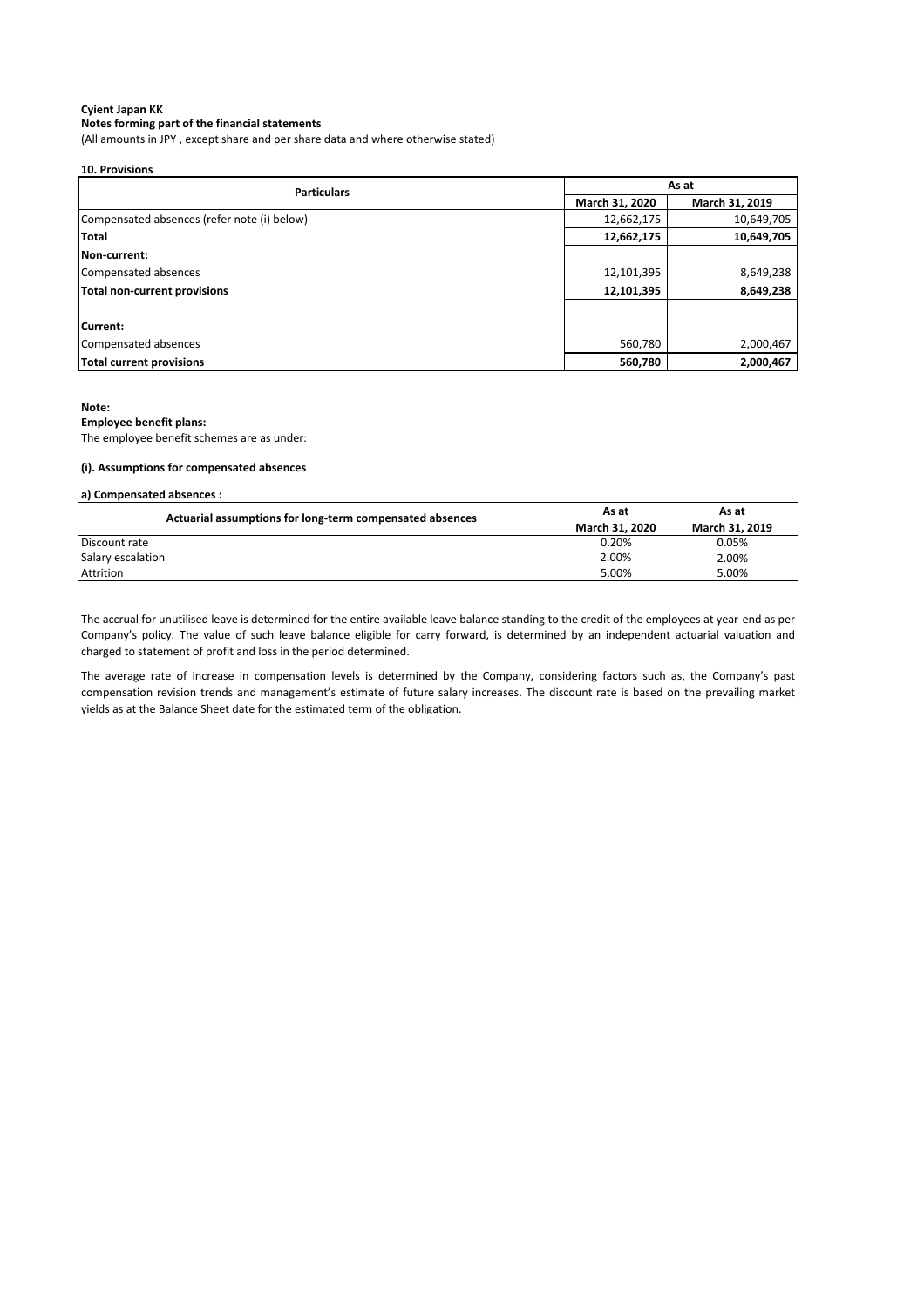**Cyient Japan KK**
**Notes forming part of the financial statements**
(All amounts in JPY , except share and per share data and where otherwise stated)

**10. Provisions**

| Particulars | As at | |
|---|---|---|
| | March 31, 2020 | March 31, 2019 |
| Compensated absences (refer note (i) below) | 12,662,175 | 10,649,705 |
| **Total** | **12,662,175** | **10,649,705** |
| **Non-current:** | | |
| Compensated absences | 12,101,395 | 8,649,238 |
| **Total non-current provisions** | **12,101,395** | **8,649,238** |
| **Current:** | | |
| Compensated absences | 560,780 | 2,000,467 |
| **Total current provisions** | **560,780** | **2,000,467** |

**Note:**
**Employee benefit plans:**
The employee benefit schemes are as under:

**(i). Assumptions for compensated absences**

**a) Compensated absences :**

| Actuarial assumptions for long-term compensated absences | As at March 31, 2020 | As at March 31, 2019 |
|---|---|---|
| Discount rate | 0.20% | 0.05% |
| Salary escalation | 2.00% | 2.00% |
| Attrition | 5.00% | 5.00% |

The accrual for unutilised leave is determined for the entire available leave balance standing to the credit of the employees at year-end as per Company's policy. The value of such leave balance eligible for carry forward, is determined by an independent actuarial valuation and charged to statement of profit and loss in the period determined.

The average rate of increase in compensation levels is determined by the Company, considering factors such as, the Company's past compensation revision trends and management's estimate of future salary increases. The discount rate is based on the prevailing market yields as at the Balance Sheet date for the estimated term of the obligation.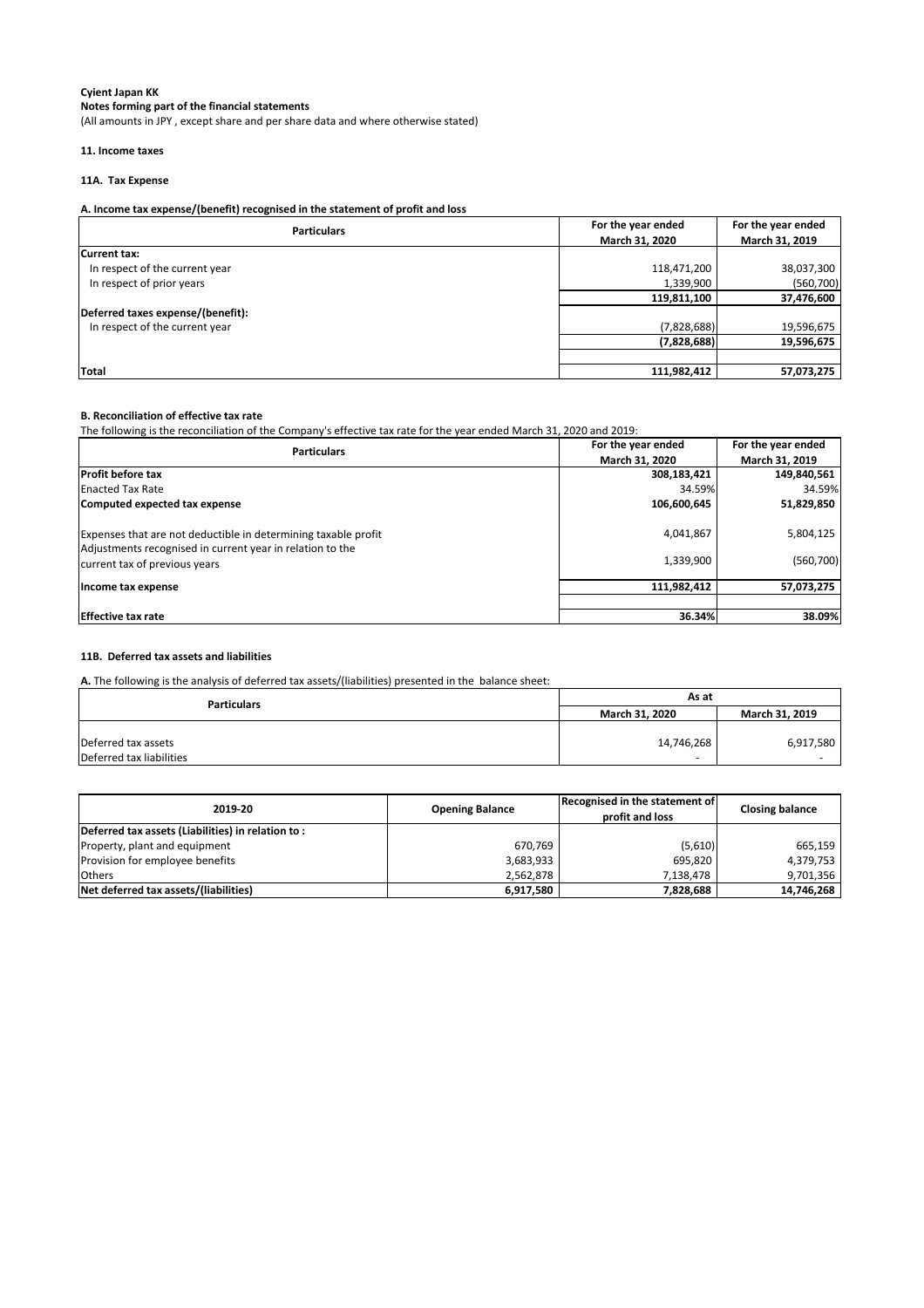**Cyient Japan KK**
**Notes forming part of the financial statements**
(All amounts in JPY , except share and per share data and where otherwise stated)

**11. Income taxes**

**11A. Tax Expense**

**A. Income tax expense/(benefit) recognised in the statement of profit and loss**

| Particulars | For the year ended March 31, 2020 | For the year ended March 31, 2019 |
|---|---|---|
| **Current tax:** | | |
| In respect of the current year | 118,471,200 | 38,037,300 |
| In respect of prior years | 1,339,900 | (560,700) |
| | **119,811,100** | **37,476,600** |
| **Deferred taxes expense/(benefit):** | | |
| In respect of the current year | (7,828,688) | 19,596,675 |
| | **(7,828,688)** | **19,596,675** |
| **Total** | **111,982,412** | **57,073,275** |

**B. Reconciliation of effective tax rate**

The following is the reconciliation of the Company's effective tax rate for the year ended March 31, 2020 and 2019:

| Particulars | For the year ended March 31, 2020 | For the year ended March 31, 2019 |
|---|---|---|
| **Profit before tax** | **308,183,421** | **149,840,561** |
| Enacted Tax Rate | 34.59% | 34.59% |
| **Computed expected tax expense** | **106,600,645** | **51,829,850** |
| Expenses that are not deductible in determining taxable profit | 4,041,867 | 5,804,125 |
| Adjustments recognised in current year in relation to the current tax of previous years | 1,339,900 | (560,700) |
| **Income tax expense** | **111,982,412** | **57,073,275** |
| **Effective tax rate** | **36.34%** | **38.09%** |

**11B. Deferred tax assets and liabilities**

**A.** The following is the analysis of deferred tax assets/(liabilities) presented in the balance sheet:

| Particulars | As at March 31, 2020 | As at March 31, 2019 |
|---|---|---|
| Deferred tax assets | 14,746,268 | 6,917,580 |
| Deferred tax liabilities | - | - |

| 2019-20 | Opening Balance | Recognised in the statement of profit and loss | Closing balance |
|---|---|---|---|
| **Deferred tax assets (Liabilities) in relation to :** | | | |
| Property, plant and equipment | 670,769 | (5,610) | 665,159 |
| Provision for employee benefits | 3,683,933 | 695,820 | 4,379,753 |
| Others | 2,562,878 | 7,138,478 | 9,701,356 |
| **Net deferred tax assets/(liabilities)** | **6,917,580** | **7,828,688** | **14,746,268** |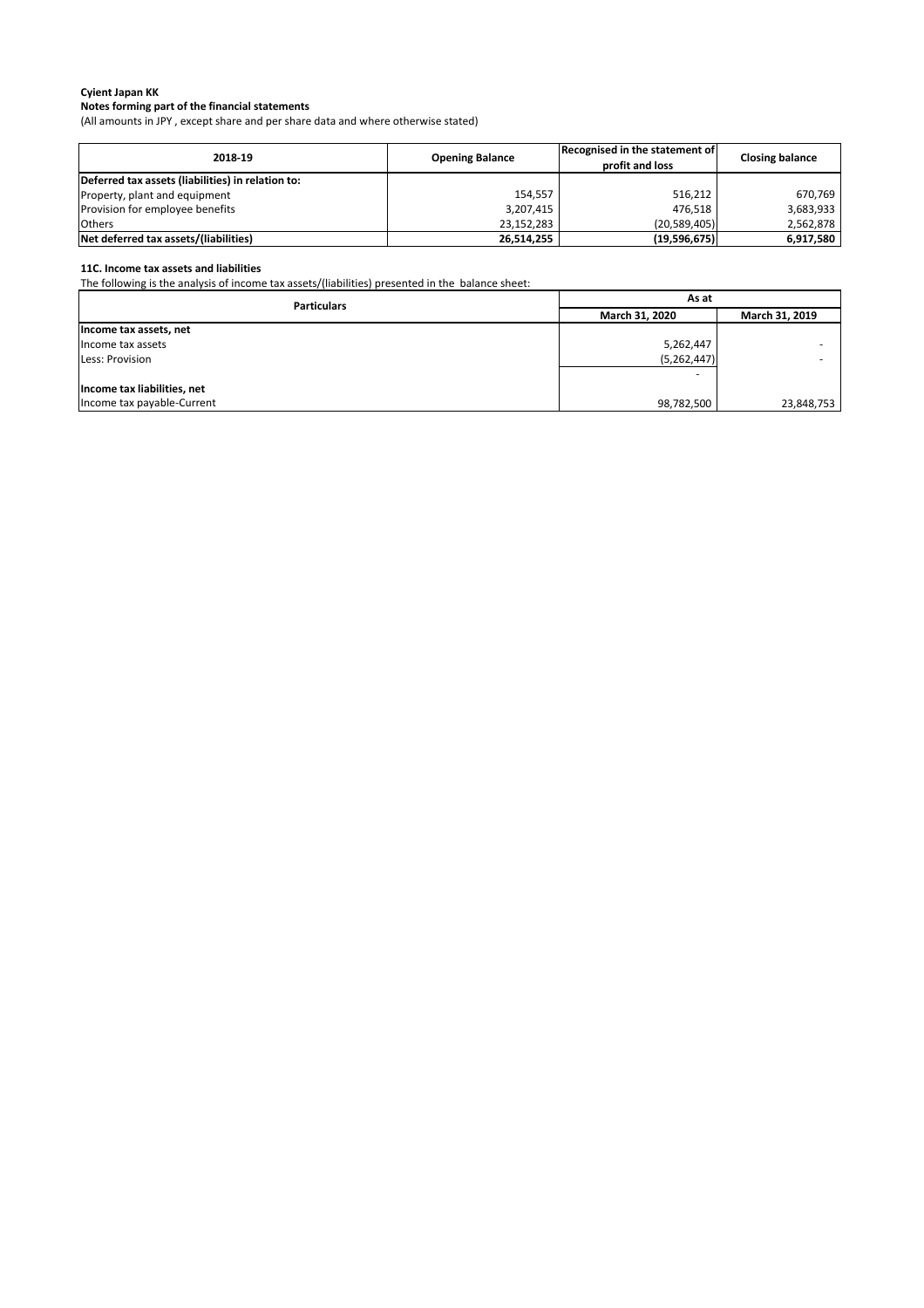**Cyient Japan KK**
**Notes forming part of the financial statements**
(All amounts in JPY , except share and per share data and where otherwise stated)

| 2018-19 | Opening Balance | Recognised in the statement of profit and loss | Closing balance |
|---|---|---|---|
| **Deferred tax assets (liabilities) in relation to:** | | | |
| Property, plant and equipment | 154,557 | 516,212 | 670,769 |
| Provision for employee benefits | 3,207,415 | 476,518 | 3,683,933 |
| Others | 23,152,283 | (20,589,405) | 2,562,878 |
| **Net deferred tax assets/(liabilities)** | **26,514,255** | **(19,596,675)** | **6,917,580** |

**11C. Income tax assets and liabilities**
The following is the analysis of income tax assets/(liabilities) presented in the balance sheet:

| Particulars | As at | |
|---|---|---|
| | March 31, 2020 | March 31, 2019 |
| **Income tax assets, net** | | |
| Income tax assets | 5,262,447 | - |
| Less: Provision | (5,262,447) | - |
| | - | |
| **Income tax liabilities, net** | | |
| Income tax payable-Current | 98,782,500 | 23,848,753 |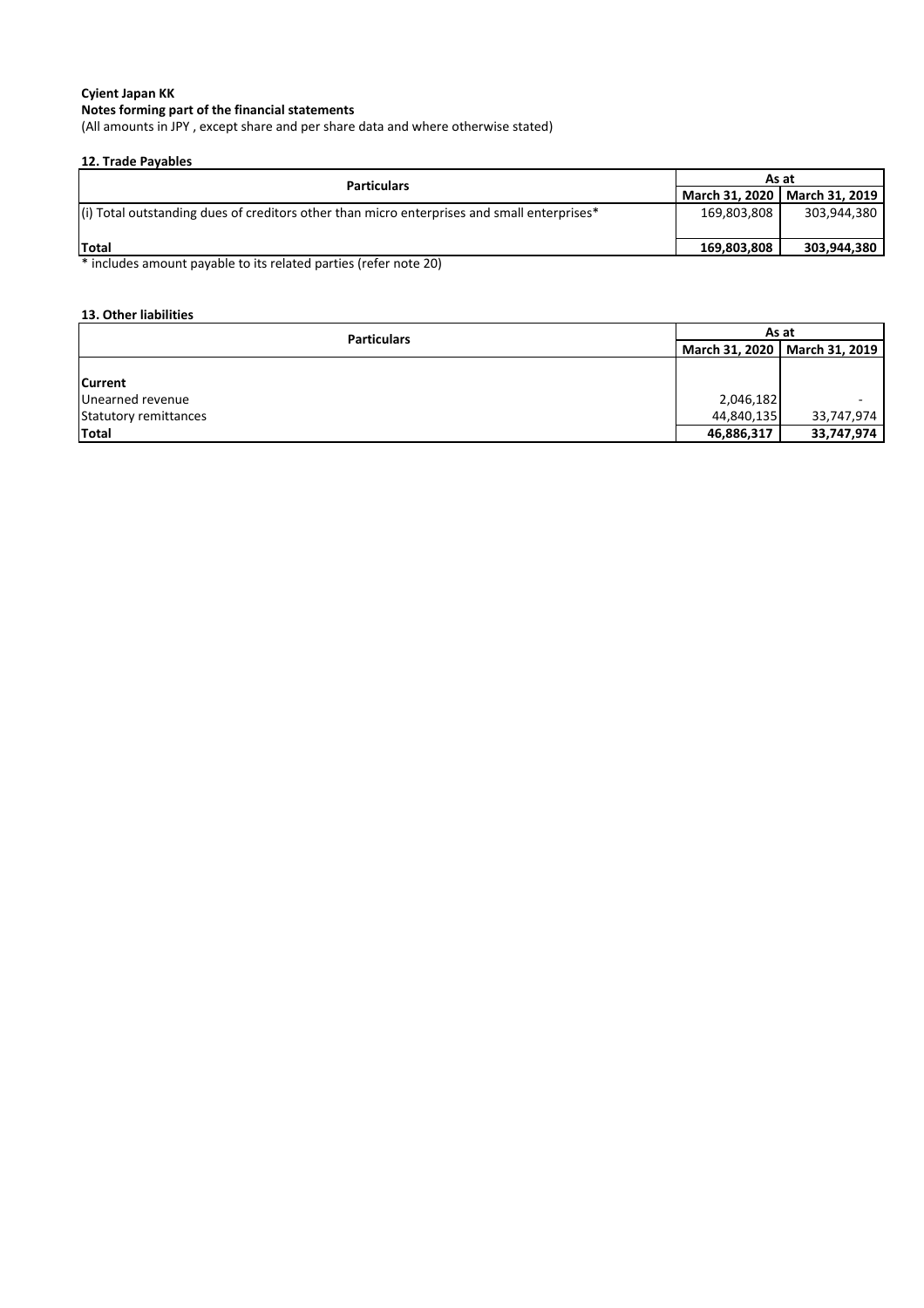**Cyient Japan KK**
**Notes forming part of the financial statements**
(All amounts in JPY , except share and per share data and where otherwise stated)

### 12. Trade Payables

| Particulars | As at | |
|---|---|---|
| | March 31, 2020 | March 31, 2019 |
| (i) Total outstanding dues of creditors other than micro enterprises and small enterprises* | 169,803,808 | 303,944,380 |
| **Total** | **169,803,808** | **303,944,380** |

* includes amount payable to its related parties (refer note 20)

### 13. Other liabilities

| Particulars | As at | |
|---|---|---|
| | March 31, 2020 | March 31, 2019 |
| **Current** | | |
| Unearned revenue | 2,046,182 | - |
| Statutory remittances | 44,840,135 | 33,747,974 |
| **Total** | **46,886,317** | **33,747,974** |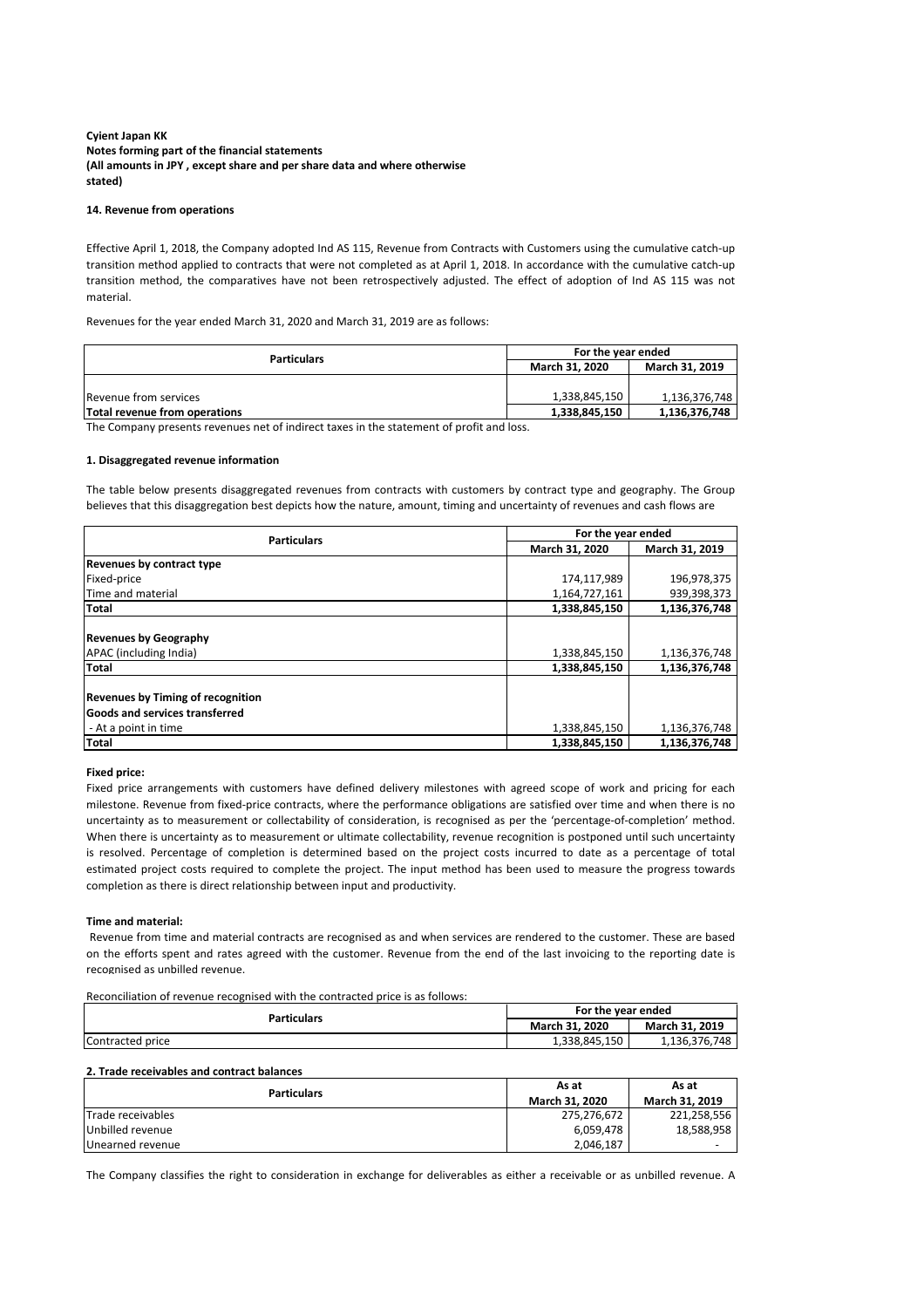**Cyient Japan KK**
**Notes forming part of the financial statements**
**(All amounts in JPY , except share and per share data and where otherwise stated)**

**14. Revenue from operations**

Effective April 1, 2018, the Company adopted Ind AS 115, Revenue from Contracts with Customers using the cumulative catch-up transition method applied to contracts that were not completed as at April 1, 2018. In accordance with the cumulative catch-up transition method, the comparatives have not been retrospectively adjusted. The effect of adoption of Ind AS 115 was not material.

Revenues for the year ended March 31, 2020 and March 31, 2019 are as follows:

| Particulars | For the year ended | |
|---|---|---|
| | March 31, 2020 | March 31, 2019 |
| Revenue from services | 1,338,845,150 | 1,136,376,748 |
| **Total revenue from operations** | **1,338,845,150** | **1,136,376,748** |

The Company presents revenues net of indirect taxes in the statement of profit and loss.

**1. Disaggregated revenue information**

The table below presents disaggregated revenues from contracts with customers by contract type and geography. The Group believes that this disaggregation best depicts how the nature, amount, timing and uncertainty of revenues and cash flows are

| Particulars | For the year ended | |
|---|---|---|
| | March 31, 2020 | March 31, 2019 |
| **Revenues by contract type** | | |
| Fixed-price | 174,117,989 | 196,978,375 |
| Time and material | 1,164,727,161 | 939,398,373 |
| **Total** | **1,338,845,150** | **1,136,376,748** |
| **Revenues by Geography** | | |
| APAC (including India) | 1,338,845,150 | 1,136,376,748 |
| **Total** | **1,338,845,150** | **1,136,376,748** |
| **Revenues by Timing of recognition** | | |
| **Goods and services transferred** | | |
| - At a point in time | 1,338,845,150 | 1,136,376,748 |
| **Total** | **1,338,845,150** | **1,136,376,748** |

**Fixed price:**

Fixed price arrangements with customers have defined delivery milestones with agreed scope of work and pricing for each milestone. Revenue from fixed-price contracts, where the performance obligations are satisfied over time and when there is no uncertainty as to measurement or collectability of consideration, is recognised as per the 'percentage-of-completion' method. When there is uncertainty as to measurement or ultimate collectability, revenue recognition is postponed until such uncertainty is resolved. Percentage of completion is determined based on the project costs incurred to date as a percentage of total estimated project costs required to complete the project. The input method has been used to measure the progress towards completion as there is direct relationship between input and productivity.

**Time and material:**

Revenue from time and material contracts are recognised as and when services are rendered to the customer. These are based on the efforts spent and rates agreed with the customer. Revenue from the end of the last invoicing to the reporting date is recognised as unbilled revenue.

Reconciliation of revenue recognised with the contracted price is as follows:

| Particulars | For the year ended | |
|---|---|---|
| | March 31, 2020 | March 31, 2019 |
| Contracted price | 1,338,845,150 | 1,136,376,748 |

**2. Trade receivables and contract balances**

| Particulars | As at | As at |
|---|---|---|
| | March 31, 2020 | March 31, 2019 |
| Trade receivables | 275,276,672 | 221,258,556 |
| Unbilled revenue | 6,059,478 | 18,588,958 |
| Unearned revenue | 2,046,187 | - |

The Company classifies the right to consideration in exchange for deliverables as either a receivable or as unbilled revenue. A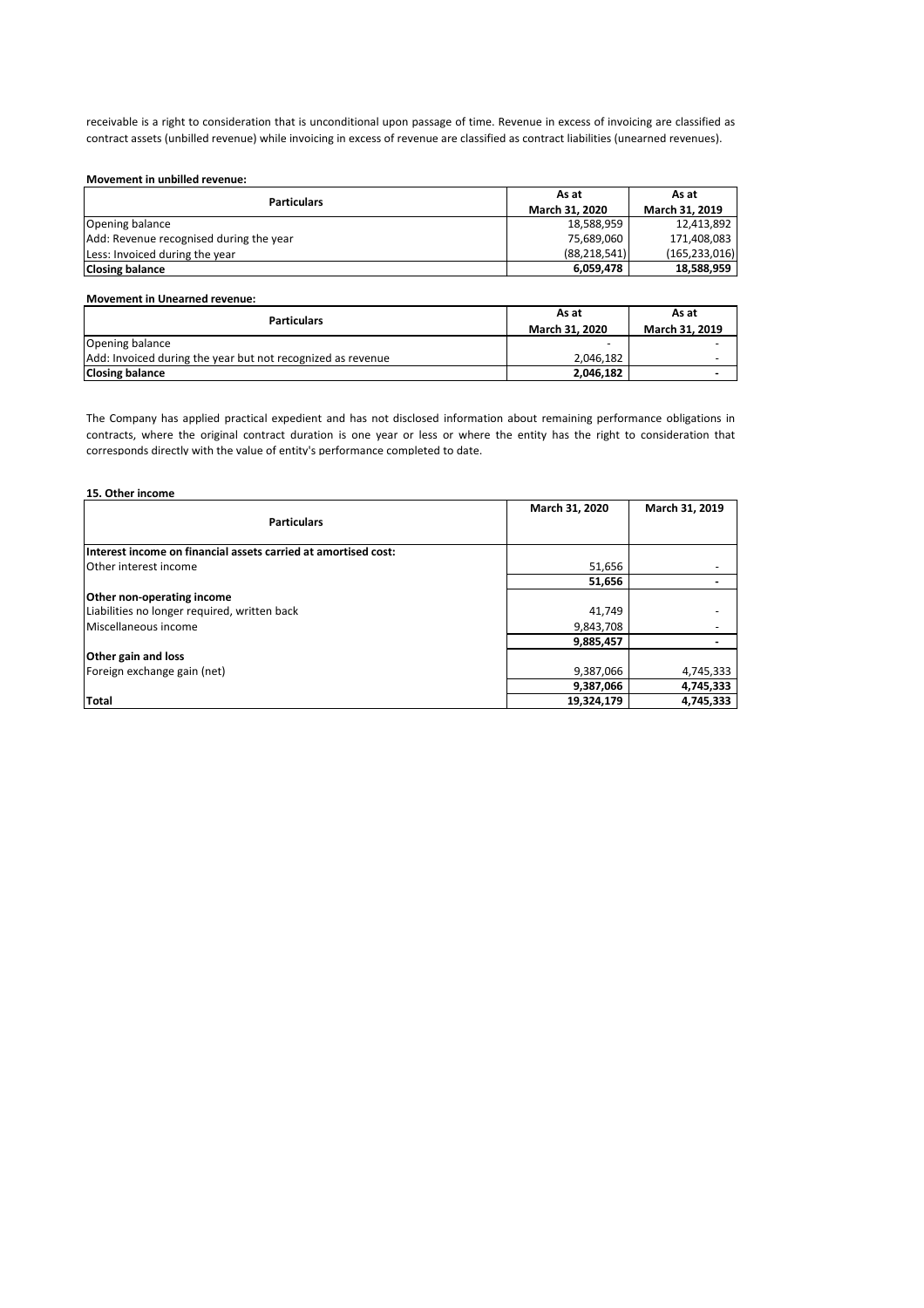receivable is a right to consideration that is unconditional upon passage of time. Revenue in excess of invoicing are classified as contract assets (unbilled revenue) while invoicing in excess of revenue are classified as contract liabilities (unearned revenues).

**Movement in unbilled revenue:**

| Particulars | As at March 31, 2020 | As at March 31, 2019 |
|---|---|---|
| Opening balance | 18,588,959 | 12,413,892 |
| Add: Revenue recognised during the year | 75,689,060 | 171,408,083 |
| Less: Invoiced during the year | (88,218,541) | (165,233,016) |
| **Closing balance** | **6,059,478** | **18,588,959** |

**Movement in Unearned revenue:**

| Particulars | As at March 31, 2020 | As at March 31, 2019 |
|---|---|---|
| Opening balance | - | - |
| Add: Invoiced during the year but not recognized as revenue | 2,046,182 | - |
| **Closing balance** | **2,046,182** | **-** |

The Company has applied practical expedient and has not disclosed information about remaining performance obligations in contracts, where the original contract duration is one year or less or where the entity has the right to consideration that corresponds directly with the value of entity's performance completed to date.

**15. Other income**

| Particulars | March 31, 2020 | March 31, 2019 |
|---|---|---|
| **Interest income on financial assets carried at amortised cost:** | | |
| Other interest income | 51,656 | - |
| | **51,656** | **-** |
| **Other non-operating income** | | |
| Liabilities no longer required, written back | 41,749 | - |
| Miscellaneous income | 9,843,708 | - |
| | **9,885,457** | **-** |
| **Other gain and loss** | | |
| Foreign exchange gain (net) | 9,387,066 | 4,745,333 |
| | **9,387,066** | **4,745,333** |
| **Total** | **19,324,179** | **4,745,333** |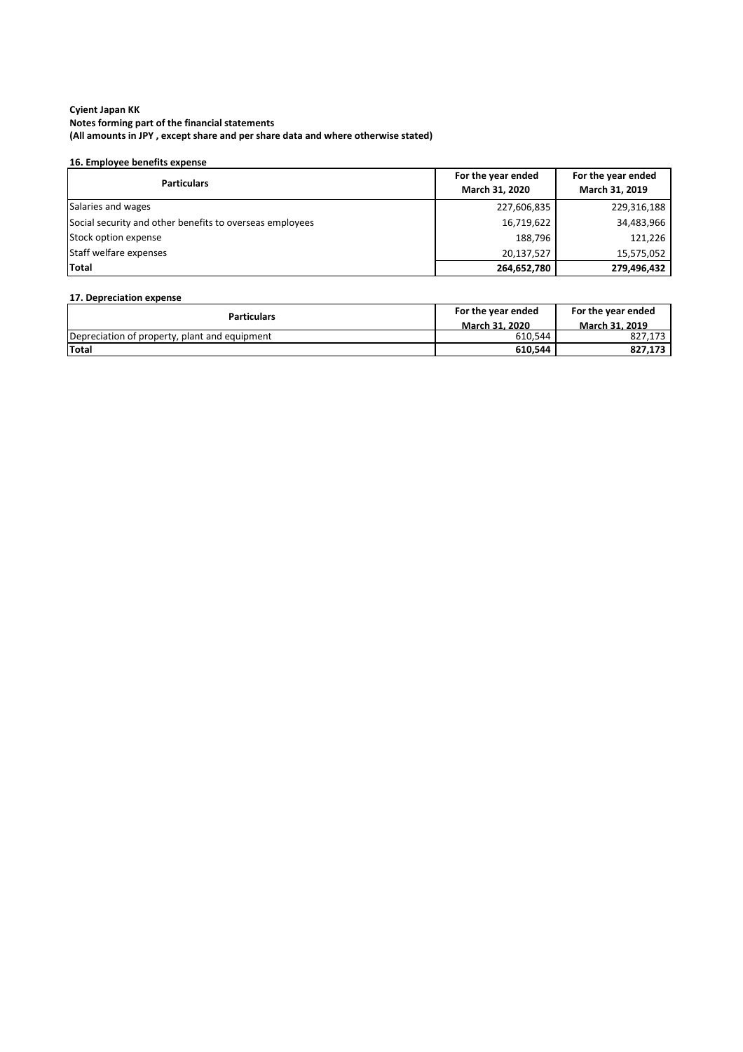**Cyient Japan KK**
**Notes forming part of the financial statements**
**(All amounts in JPY , except share and per share data and where otherwise stated)**

### 16. Employee benefits expense

| Particulars | For the year ended March 31, 2020 | For the year ended March 31, 2019 |
|---|---|---|
| Salaries and wages | 227,606,835 | 229,316,188 |
| Social security and other benefits to overseas employees | 16,719,622 | 34,483,966 |
| Stock option expense | 188,796 | 121,226 |
| Staff welfare expenses | 20,137,527 | 15,575,052 |
| **Total** | **264,652,780** | **279,496,432** |

### 17. Depreciation expense

| Particulars | For the year ended March 31, 2020 | For the year ended March 31, 2019 |
|---|---|---|
| Depreciation of property, plant and equipment | 610,544 | 827,173 |
| **Total** | **610,544** | **827,173** |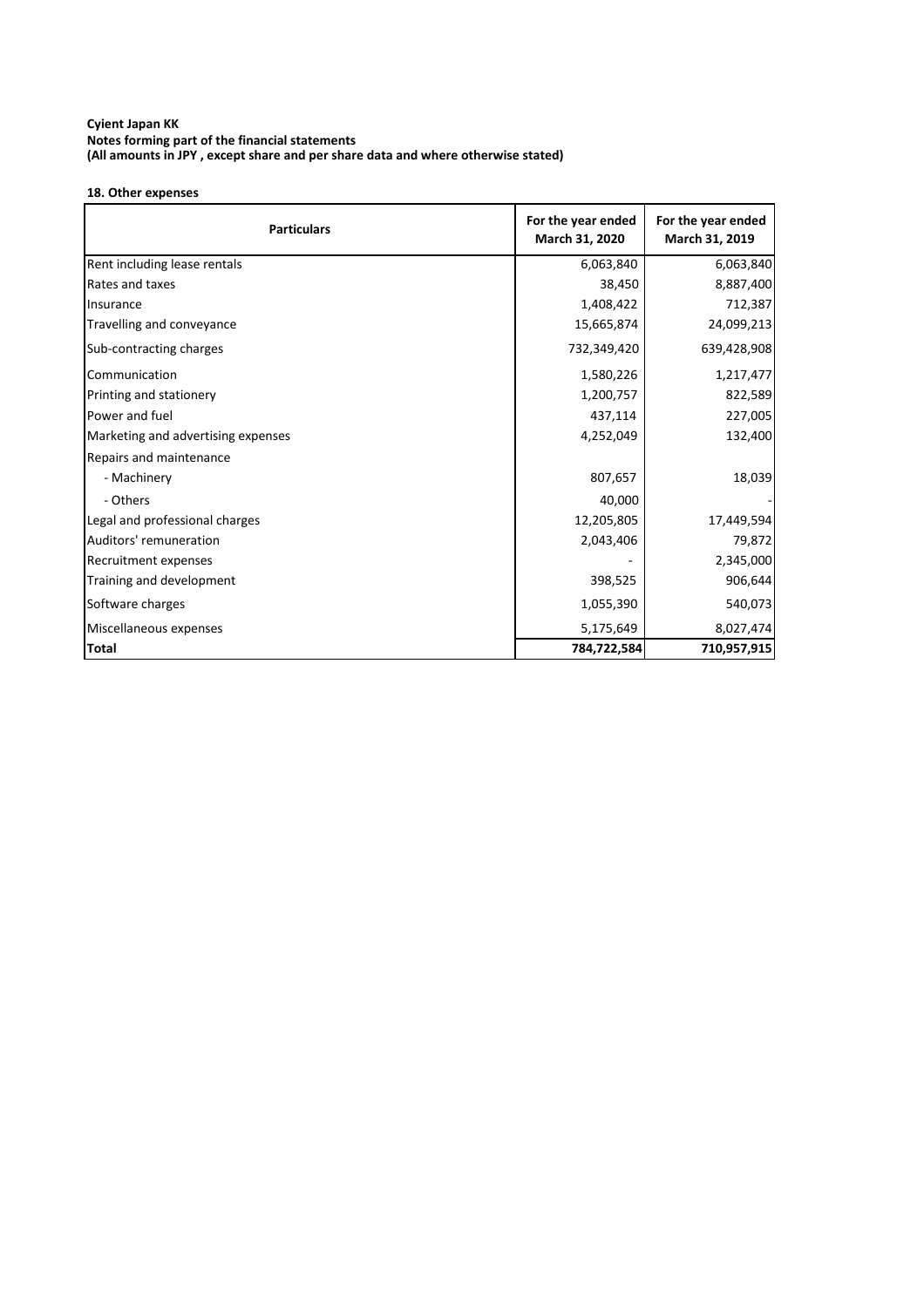**Cyient Japan KK**
**Notes forming part of the financial statements**
**(All amounts in JPY , except share and per share data and where otherwise stated)**

**18. Other expenses**

| Particulars | For the year ended March 31, 2020 | For the year ended March 31, 2019 |
|---|---|---|
| Rent including lease rentals | 6,063,840 | 6,063,840 |
| Rates and taxes | 38,450 | 8,887,400 |
| Insurance | 1,408,422 | 712,387 |
| Travelling and conveyance | 15,665,874 | 24,099,213 |
| Sub-contracting charges | 732,349,420 | 639,428,908 |
| Communication | 1,580,226 | 1,217,477 |
| Printing and stationery | 1,200,757 | 822,589 |
| Power and fuel | 437,114 | 227,005 |
| Marketing and advertising expenses | 4,252,049 | 132,400 |
| Repairs and maintenance | | |
| - Machinery | 807,657 | 18,039 |
| - Others | 40,000 | - |
| Legal and professional charges | 12,205,805 | 17,449,594 |
| Auditors' remuneration | 2,043,406 | 79,872 |
| Recruitment expenses | - | 2,345,000 |
| Training and development | 398,525 | 906,644 |
| Software charges | 1,055,390 | 540,073 |
| Miscellaneous expenses | 5,175,649 | 8,027,474 |
| **Total** | **784,722,584** | **710,957,915** |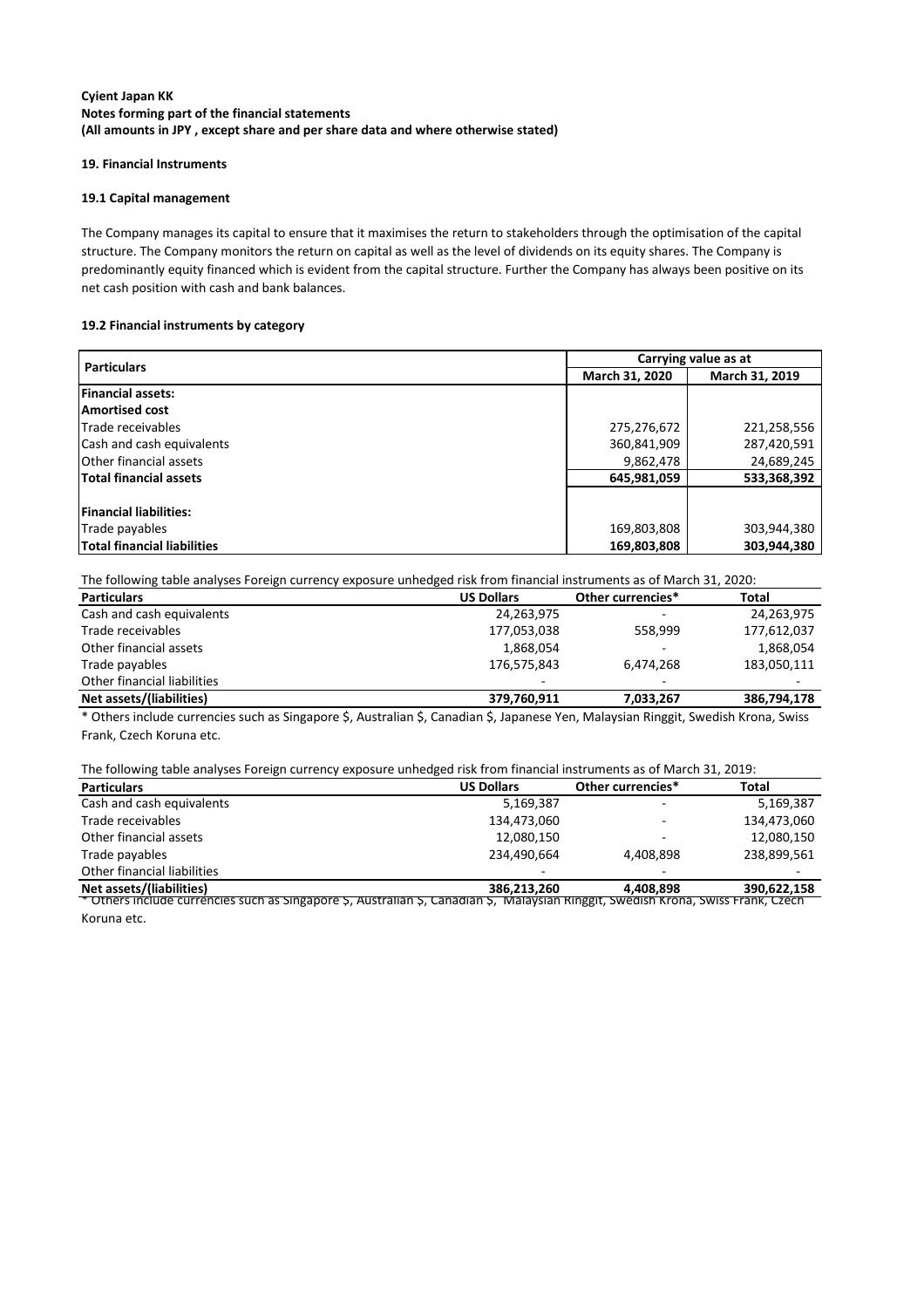**Cyient Japan KK**
**Notes forming part of the financial statements**
**(All amounts in JPY , except share and per share data and where otherwise stated)**

### 19. Financial Instruments

#### 19.1 Capital management

The Company manages its capital to ensure that it maximises the return to stakeholders through the optimisation of the capital structure. The Company monitors the return on capital as well as the level of dividends on its equity shares. The Company is predominantly equity financed which is evident from the capital structure. Further the Company has always been positive on its net cash position with cash and bank balances.

#### 19.2 Financial instruments by category

| Particulars | Carrying value as at | |
|---|---|---|
| | March 31, 2020 | March 31, 2019 |
| **Financial assets:** | | |
| **Amortised cost** | | |
| Trade receivables | 275,276,672 | 221,258,556 |
| Cash and cash equivalents | 360,841,909 | 287,420,591 |
| Other financial assets | 9,862,478 | 24,689,245 |
| **Total financial assets** | **645,981,059** | **533,368,392** |
| **Financial liabilities:** | | |
| Trade payables | 169,803,808 | 303,944,380 |
| **Total financial liabilities** | **169,803,808** | **303,944,380** |

The following table analyses Foreign currency exposure unhedged risk from financial instruments as of March 31, 2020:

| Particulars | US Dollars | Other currencies* | Total |
|---|---|---|---|
| Cash and cash equivalents | 24,263,975 | - | 24,263,975 |
| Trade receivables | 177,053,038 | 558,999 | 177,612,037 |
| Other financial assets | 1,868,054 | - | 1,868,054 |
| Trade payables | 176,575,843 | 6,474,268 | 183,050,111 |
| Other financial liabilities | - | - | - |
| **Net assets/(liabilities)** | **379,760,911** | **7,033,267** | **386,794,178** |

* Others include currencies such as Singapore $, Australian $, Canadian $, Japanese Yen, Malaysian Ringgit, Swedish Krona, Swiss Frank, Czech Koruna etc.

The following table analyses Foreign currency exposure unhedged risk from financial instruments as of March 31, 2019:

| Particulars | US Dollars | Other currencies* | Total |
|---|---|---|---|
| Cash and cash equivalents | 5,169,387 | - | 5,169,387 |
| Trade receivables | 134,473,060 | - | 134,473,060 |
| Other financial assets | 12,080,150 | - | 12,080,150 |
| Trade payables | 234,490,664 | 4,408,898 | 238,899,561 |
| Other financial liabilities | - | - | - |
| **Net assets/(liabilities)** | **386,213,260** | **4,408,898** | **390,622,158** |

* Others include currencies such as Singapore $, Australian $, Canadian $, Malaysian Ringgit, Swedish Krona, Swiss Frank, Czech Koruna etc.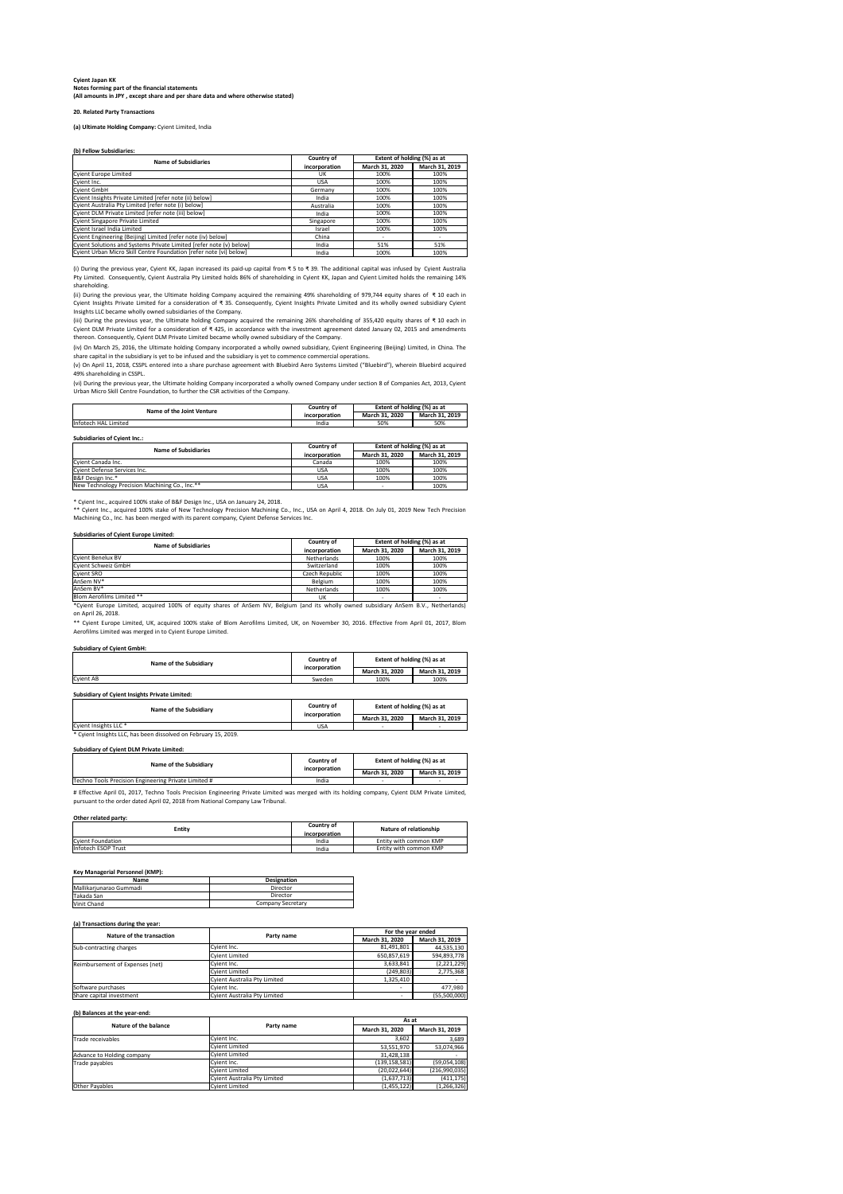**Cyient Japan KK**
**Notes forming part of the financial statements**
**(All amounts in JPY , except share and per share data and where otherwise stated)**

**20. Related Party Transactions**

**(a) Ultimate Holding Company:** Cyient Limited, India

**(b) Fellow Subsidiaries:**

| Name of Subsidiaries | Country of incorporation | Extent of holding (%) as at | |
|---|---|---|---|
| | | March 31, 2020 | March 31, 2019 |
| Cyient Europe Limited | UK | 100% | 100% |
| Cyient Inc. | USA | 100% | 100% |
| Cyient GmbH | Germany | 100% | 100% |
| Cyient Insights Private Limited [refer note (ii) below] | India | 100% | 100% |
| Cyient Australia Pty Limited [refer note (i) below] | Australia | 100% | 100% |
| Cyient DLM Private Limited [refer note (iii) below] | India | 100% | 100% |
| Cyient Singapore Private Limited | Singapore | 100% | 100% |
| Cyient Israel India Limited | Israel | 100% | 100% |
| Cyient Engineering (Beijing) Limited [refer note (iv) below] | China | - | - |
| Cyient Solutions and Systems Private Limited [refer note (v) below] | India | 51% | 51% |
| Cyient Urban Micro Skill Centre Foundation [refer note (vi) below] | India | 100% | 100% |

(i) During the previous year, Cyient KK, Japan increased its paid-up capital from ₹ 5 to ₹ 39. The additional capital was infused by Cyient Australia Pty Limited. Consequently, Cyient Australia Pty Limited holds 86% of shareholding in Cyient KK, Japan and Cyient Limited holds the remaining 14% shareholding.

(ii) During the previous year, the Ultimate holding Company acquired the remaining 49% shareholding of 979,744 equity shares of ₹ 10 each in Cyient Insights Private Limited for a consideration of ₹ 35. Consequently, Cyient Insights Private Limited and its wholly owned subsidiary Cyient Insights LLC became wholly owned subsidiaries of the Company.

(iii) During the previous year, the Ultimate holding Company acquired the remaining 26% shareholding of 355,420 equity shares of ₹ 10 each in Cyient DLM Private Limited for a consideration of ₹ 425, in accordance with the investment agreement dated January 02, 2015 and amendments thereon. Consequently, Cyient DLM Private Limited became wholly owned subsidiary of the Company.

(iv) On March 25, 2016, the Ultimate holding Company incorporated a wholly owned subsidiary, Cyient Engineering (Beijing) Limited, in China. The share capital in the subsidiary is yet to be infused and the subsidiary is yet to commence commercial operations.

(v) On April 11, 2018, CSSPL entered into a share purchase agreement with Bluebird Aero Systems Limited ("Bluebird"), wherein Bluebird acquired 49% shareholding in CSSPL.

(vi) During the previous year, the Ultimate holding Company incorporated a wholly owned Company under section 8 of Companies Act, 2013, Cyient Urban Micro Skill Centre Foundation, to further the CSR activities of the Company.

| Name of the Joint Venture | Country of incorporation | Extent of holding (%) as at | |
|---|---|---|---|
| | | March 31, 2020 | March 31, 2019 |
| Infotech HAL Limited | India | 50% | 50% |

**Subsidiaries of Cyient Inc.:**

| Name of Subsidiaries | Country of incorporation | Extent of holding (%) as at | |
|---|---|---|---|
| | | March 31, 2020 | March 31, 2019 |
| Cyient Canada Inc. | Canada | 100% | 100% |
| Cyient Defense Services Inc. | USA | 100% | 100% |
| B&F Design Inc.* | USA | 100% | 100% |
| New Technology Precision Machining Co., Inc.** | USA | - | 100% |

* Cyient Inc., acquired 100% stake of B&F Design Inc., USA on January 24, 2018.

** Cyient Inc., acquired 100% stake of New Technology Precision Machining Co., Inc., USA on April 4, 2018. On July 01, 2019 New Tech Precision Machining Co., Inc. has been merged with its parent company, Cyient Defense Services Inc.

**Subsidiaries of Cyient Europe Limited:**

| Name of Subsidiaries | Country of incorporation | Extent of holding (%) as at | |
|---|---|---|---|
| | | March 31, 2020 | March 31, 2019 |
| Cyient Benelux BV | Netherlands | 100% | 100% |
| Cyient Schweiz GmbH | Switzerland | 100% | 100% |
| Cyient SRO | Czech Republic | 100% | 100% |
| AnSem NV* | Belgium | 100% | 100% |
| AnSem BV* | Netherlands | 100% | 100% |
| Blom Aerofilms Limited ** | UK | - | - |

*Cyient Europe Limited, acquired 100% of equity shares of AnSem NV, Belgium (and its wholly owned subsidiary AnSem B.V., Netherlands) on April 26, 2018.

** Cyient Europe Limited, UK, acquired 100% stake of Blom Aerofilms Limited, UK, on November 30, 2016. Effective from April 01, 2017, Blom Aerofilms Limited was merged in to Cyient Europe Limited.

**Subsidiary of Cyient GmbH:**

| Name of the Subsidiary | Country of incorporation | Extent of holding (%) as at | |
|---|---|---|---|
| | | March 31, 2020 | March 31, 2019 |
| Cyient AB | Sweden | 100% | 100% |

**Subsidiary of Cyient Insights Private Limited:**

| Name of the Subsidiary | Country of incorporation | Extent of holding (%) as at | |
|---|---|---|---|
| | | March 31, 2020 | March 31, 2019 |
| Cyient Insights LLC * | USA | - | - |

* Cyient Insights LLC, has been dissolved on February 15, 2019.

**Subsidiary of Cyient DLM Private Limited:**

| Name of the Subsidiary | Country of incorporation | Extent of holding (%) as at | |
|---|---|---|---|
| | | March 31, 2020 | March 31, 2019 |
| Techno Tools Precision Engineering Private Limited # | India | - | - |

# Effective April 01, 2017, Techno Tools Precision Engineering Private Limited was merged with its holding company, Cyient DLM Private Limited, pursuant to the order dated April 02, 2018 from National Company Law Tribunal.

**Other related party:**

| Entity | Country of incorporation | Nature of relationship |
|---|---|---|
| Cyient Foundation | India | Entity with common KMP |
| Infotech ESOP Trust | India | Entity with common KMP |

**Key Managerial Personnel (KMP):**

| Name | Designation |
|---|---|
| Mallikarjunarao Gummadi | Director |
| Takada San | Director |
| Vinit Chand | Company Secretary |

**(a) Transactions during the year:**

| Nature of the transaction | Party name | For the year ended | |
|---|---|---|---|
| | | March 31, 2020 | March 31, 2019 |
| Sub-contracting charges | Cyient Inc. | 81,491,801 | 44,535,130 |
| | Cyient Limited | 650,857,619 | 594,893,778 |
| Reimbursement of Expenses (net) | Cyient Inc. | 3,633,841 | (2,221,229) |
| | Cyient Limited | (249,803) | 2,775,368 |
| | Cyient Australia Pty Limited | 1,325,410 | - |
| Software purchases | Cyient Inc. | - | 477,980 |
| Share capital investment | Cyient Australia Pty Limited | - | (55,500,000) |

**(b) Balances at the year-end:**

| Nature of the balance | Party name | As at | |
|---|---|---|---|
| | | March 31, 2020 | March 31, 2019 |
| Trade receivables | Cyient Inc. | 3,602 | 3,689 |
| | Cyient Limited | 53,551,970 | 53,074,966 |
| Advance to Holding company | Cyient Limited | 31,428,138 | - |
| Trade payables | Cyient Inc. | (139,158,581) | (59,054,108) |
| | Cyient Limited | (20,022,644) | (216,990,035) |
| | Cyient Australia Pty Limited | (1,637,713) | (411,175) |
| Other Payables | Cyient Limited | (1,455,122) | (1,266,326) |